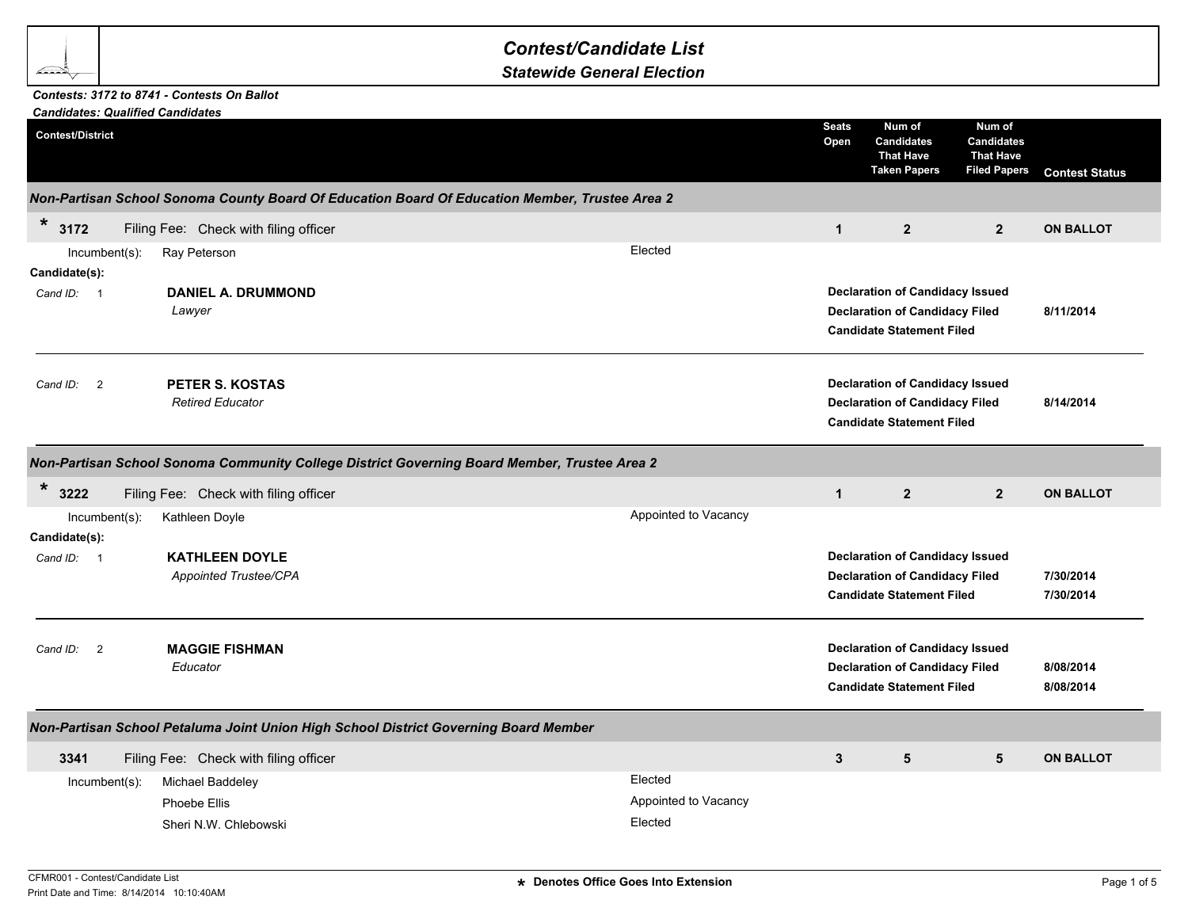# Contest/Candidate List

## Statewide General Election

***Contests: 3172 to 8741 - Contests On Ballot***
***Candidates: Qualified Candidates***

| Contest/District | Seats Open | Num of Candidates That Have Taken Papers | Num of Candidates That Have Filed Papers | Contest Status |
|---|---|---|---|---|

### *Non-Partisan School Sonoma County Board Of Education Board Of Education Member, Trustee Area 2*

| | Seats Open | Taken Papers | Filed Papers | Contest Status |
|---|---|---|---|---|
| * **3172** Filing Fee: Check with filing officer | **1** | **2** | **2** | **ON BALLOT** |

Incumbent(s): Ray Peterson — Elected

**Candidate(s):**

| Cand ID | Candidate | Status | Date |
|---|---|---|---|
| 1 | **DANIEL A. DRUMMOND** *Lawyer* | **Declaration of Candidacy Issued** | |
| | | **Declaration of Candidacy Filed** | **8/11/2014** |
| | | **Candidate Statement Filed** | |
| 2 | **PETER S. KOSTAS** *Retired Educator* | **Declaration of Candidacy Issued** | |
| | | **Declaration of Candidacy Filed** | **8/14/2014** |
| | | **Candidate Statement Filed** | |

### *Non-Partisan School Sonoma Community College District Governing Board Member, Trustee Area 2*

| | Seats Open | Taken Papers | Filed Papers | Contest Status |
|---|---|---|---|---|
| * **3222** Filing Fee: Check with filing officer | **1** | **2** | **2** | **ON BALLOT** |

Incumbent(s): Kathleen Doyle — Appointed to Vacancy

**Candidate(s):**

| Cand ID | Candidate | Status | Date |
|---|---|---|---|
| 1 | **KATHLEEN DOYLE** *Appointed Trustee/CPA* | **Declaration of Candidacy Issued** | |
| | | **Declaration of Candidacy Filed** | **7/30/2014** |
| | | **Candidate Statement Filed** | **7/30/2014** |
| 2 | **MAGGIE FISHMAN** *Educator* | **Declaration of Candidacy Issued** | |
| | | **Declaration of Candidacy Filed** | **8/08/2014** |
| | | **Candidate Statement Filed** | **8/08/2014** |

### *Non-Partisan School Petaluma Joint Union High School District Governing Board Member*

| | Seats Open | Taken Papers | Filed Papers | Contest Status |
|---|---|---|---|---|
| **3341** Filing Fee: Check with filing officer | **3** | **5** | **5** | **ON BALLOT** |

Incumbent(s):

| Incumbent | Status |
|---|---|
| Michael Baddeley | Elected |
| Phoebe Ellis | Appointed to Vacancy |
| Sheri N.W. Chlebowski | Elected |

**\*** **Denotes Office Goes Into Extension**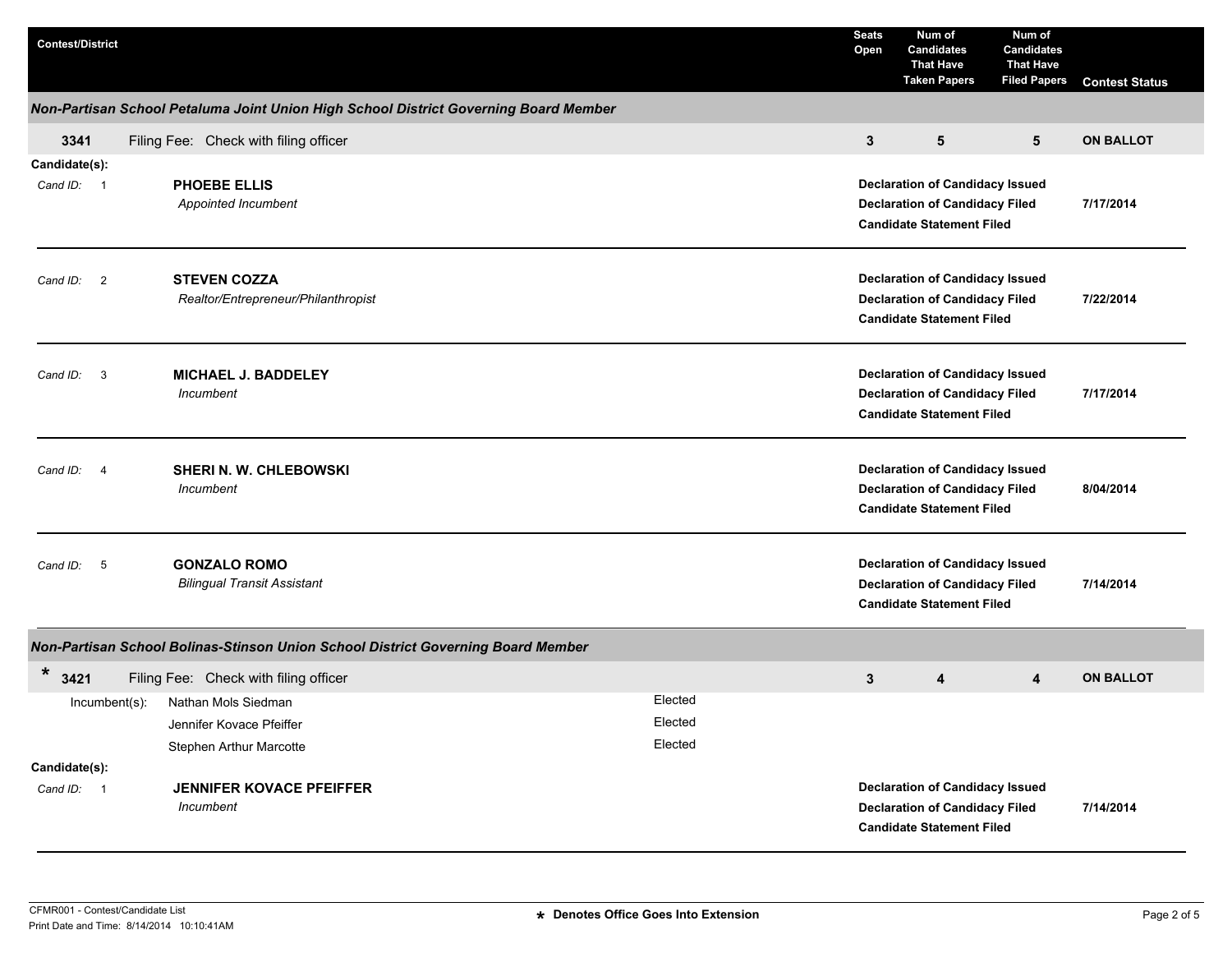| Contest/District | Seats Open | Num of Candidates That Have Taken Papers | Num of Candidates That Have Filed Papers | Contest Status |
| --- | --- | --- | --- | --- |

## Non-Partisan School Petaluma Joint Union High School District Governing Board Member

| 3341 | Filing Fee: Check with filing officer | 3 | 5 | 5 | ON BALLOT |
| --- | --- | --- | --- | --- | --- |

**Candidate(s):**

| Cand ID | Candidate | Status | Date |
| --- | --- | --- | --- |
| 1 | **PHOEBE ELLIS**<br>*Appointed Incumbent* | **Declaration of Candidacy Issued**<br>**Declaration of Candidacy Filed**<br>**Candidate Statement Filed** | 7/17/2014 |
| 2 | **STEVEN COZZA**<br>*Realtor/Entrepreneur/Philanthropist* | **Declaration of Candidacy Issued**<br>**Declaration of Candidacy Filed**<br>**Candidate Statement Filed** | 7/22/2014 |
| 3 | **MICHAEL J. BADDELEY**<br>*Incumbent* | **Declaration of Candidacy Issued**<br>**Declaration of Candidacy Filed**<br>**Candidate Statement Filed** | 7/17/2014 |
| 4 | **SHERI N. W. CHLEBOWSKI**<br>*Incumbent* | **Declaration of Candidacy Issued**<br>**Declaration of Candidacy Filed**<br>**Candidate Statement Filed** | 8/04/2014 |
| 5 | **GONZALO ROMO**<br>*Bilingual Transit Assistant* | **Declaration of Candidacy Issued**<br>**Declaration of Candidacy Filed**<br>**Candidate Statement Filed** | 7/14/2014 |

## Non-Partisan School Bolinas-Stinson Union School District Governing Board Member

| * 3421 | Filing Fee: Check with filing officer | 3 | 4 | 4 | ON BALLOT |
| --- | --- | --- | --- | --- | --- |

| Incumbent(s): | |
| --- | --- |
| Nathan Mols Siedman | Elected |
| Jennifer Kovace Pfeiffer | Elected |
| Stephen Arthur Marcotte | Elected |

**Candidate(s):**

| Cand ID | Candidate | Status | Date |
| --- | --- | --- | --- |
| 1 | **JENNIFER KOVACE PFEIFFER**<br>*Incumbent* | **Declaration of Candidacy Issued**<br>**Declaration of Candidacy Filed**<br>**Candidate Statement Filed** | 7/14/2014 |

CFMR001 - Contest/Candidate List
Print Date and Time: 8/14/2014 10:10:41AM

* Denotes Office Goes Into Extension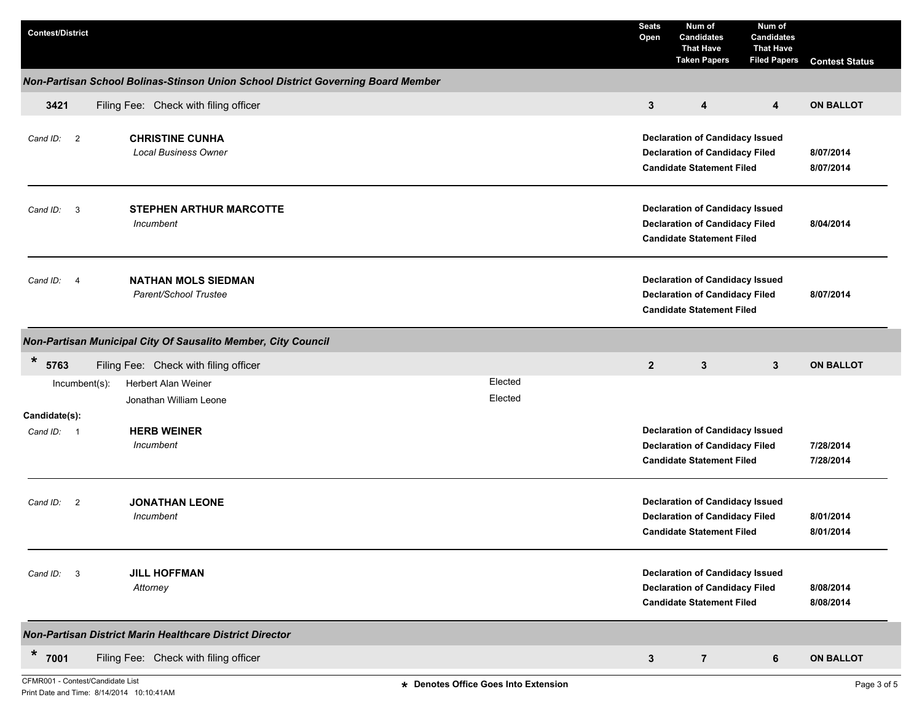| Contest/District | Seats Open | Num of Candidates That Have Taken Papers | Num of Candidates That Have Filed Papers | Contest Status |
|---|---|---|---|---|

### *Non-Partisan School Bolinas-Stinson Union School District Governing Board Member*

| | Seats Open | Taken Papers | Filed Papers | Contest Status |
|---|---|---|---|---|
| **3421** Filing Fee: Check with filing officer | **3** | **4** | **4** | **ON BALLOT** |

| Cand ID | Candidate | Status | Date |
|---|---|---|---|
| 2 | **CHRISTINE CUNHA** *Local Business Owner* | **Declaration of Candidacy Issued** | |
| | | **Declaration of Candidacy Filed** | **8/07/2014** |
| | | **Candidate Statement Filed** | **8/07/2014** |
| 3 | **STEPHEN ARTHUR MARCOTTE** *Incumbent* | **Declaration of Candidacy Issued** | |
| | | **Declaration of Candidacy Filed** | **8/04/2014** |
| | | **Candidate Statement Filed** | |
| 4 | **NATHAN MOLS SIEDMAN** *Parent/School Trustee* | **Declaration of Candidacy Issued** | |
| | | **Declaration of Candidacy Filed** | **8/07/2014** |
| | | **Candidate Statement Filed** | |

### *Non-Partisan Municipal City Of Sausalito Member, City Council*

| | Seats Open | Taken Papers | Filed Papers | Contest Status |
|---|---|---|---|---|
| * **5763** Filing Fee: Check with filing officer | **2** | **3** | **3** | **ON BALLOT** |

Incumbent(s):

- Herbert Alan Weiner — Elected
- Jonathan William Leone — Elected

**Candidate(s):**

| Cand ID | Candidate | Status | Date |
|---|---|---|---|
| 1 | **HERB WEINER** *Incumbent* | **Declaration of Candidacy Issued** | |
| | | **Declaration of Candidacy Filed** | **7/28/2014** |
| | | **Candidate Statement Filed** | **7/28/2014** |
| 2 | **JONATHAN LEONE** *Incumbent* | **Declaration of Candidacy Issued** | |
| | | **Declaration of Candidacy Filed** | **8/01/2014** |
| | | **Candidate Statement Filed** | **8/01/2014** |
| 3 | **JILL HOFFMAN** *Attorney* | **Declaration of Candidacy Issued** | |
| | | **Declaration of Candidacy Filed** | **8/08/2014** |
| | | **Candidate Statement Filed** | **8/08/2014** |

### *Non-Partisan District Marin Healthcare District Director*

| | Seats Open | Taken Papers | Filed Papers | Contest Status |
|---|---|---|---|---|
| * **7001** Filing Fee: Check with filing officer | **3** | **7** | **6** | **ON BALLOT** |

CFMR001 - Contest/Candidate List
Print Date and Time: 8/14/2014 10:10:41AM

* Denotes Office Goes Into Extension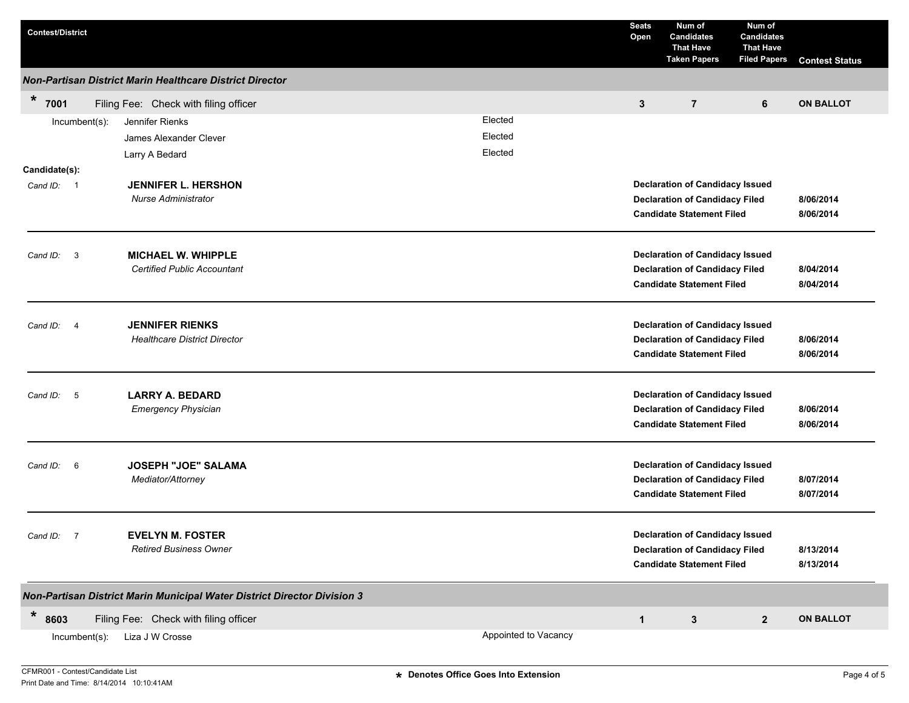| Contest/District | | Seats Open | Num of Candidates That Have Taken Papers | Num of Candidates That Have Filed Papers | Contest Status |
|---|---|---|---|---|---|

***Non-Partisan District Marin Healthcare District Director***

| * 7001 | Filing Fee: Check with filing officer | 3 | 7 | 6 | ON BALLOT |
|---|---|---|---|---|---|

Incumbent(s):

| Incumbent | Status |
|---|---|
| Jennifer Rienks | Elected |
| James Alexander Clever | Elected |
| Larry A Bedard | Elected |

**Candidate(s):**

| Cand ID | Candidate | Status | Date |
|---|---|---|---|
| 1 | **JENNIFER L. HERSHON**<br>*Nurse Administrator* | **Declaration of Candidacy Issued** | |
| | | **Declaration of Candidacy Filed** | **8/06/2014** |
| | | **Candidate Statement Filed** | **8/06/2014** |
| 3 | **MICHAEL W. WHIPPLE**<br>*Certified Public Accountant* | **Declaration of Candidacy Issued** | |
| | | **Declaration of Candidacy Filed** | **8/04/2014** |
| | | **Candidate Statement Filed** | **8/04/2014** |
| 4 | **JENNIFER RIENKS**<br>*Healthcare District Director* | **Declaration of Candidacy Issued** | |
| | | **Declaration of Candidacy Filed** | **8/06/2014** |
| | | **Candidate Statement Filed** | **8/06/2014** |
| 5 | **LARRY A. BEDARD**<br>*Emergency Physician* | **Declaration of Candidacy Issued** | |
| | | **Declaration of Candidacy Filed** | **8/06/2014** |
| | | **Candidate Statement Filed** | **8/06/2014** |
| 6 | **JOSEPH "JOE" SALAMA**<br>*Mediator/Attorney* | **Declaration of Candidacy Issued** | |
| | | **Declaration of Candidacy Filed** | **8/07/2014** |
| | | **Candidate Statement Filed** | **8/07/2014** |
| 7 | **EVELYN M. FOSTER**<br>*Retired Business Owner* | **Declaration of Candidacy Issued** | |
| | | **Declaration of Candidacy Filed** | **8/13/2014** |
| | | **Candidate Statement Filed** | **8/13/2014** |

***Non-Partisan District Marin Municipal Water District Director Division 3***

| * 8603 | Filing Fee: Check with filing officer | 1 | 3 | 2 | ON BALLOT |
|---|---|---|---|---|---|

Incumbent(s):

| Incumbent | Status |
|---|---|
| Liza J W Crosse | Appointed to Vacancy |

CFMR001 - Contest/Candidate List
Print Date and Time: 8/14/2014 10:10:41AM

**\* Denotes Office Goes Into Extension**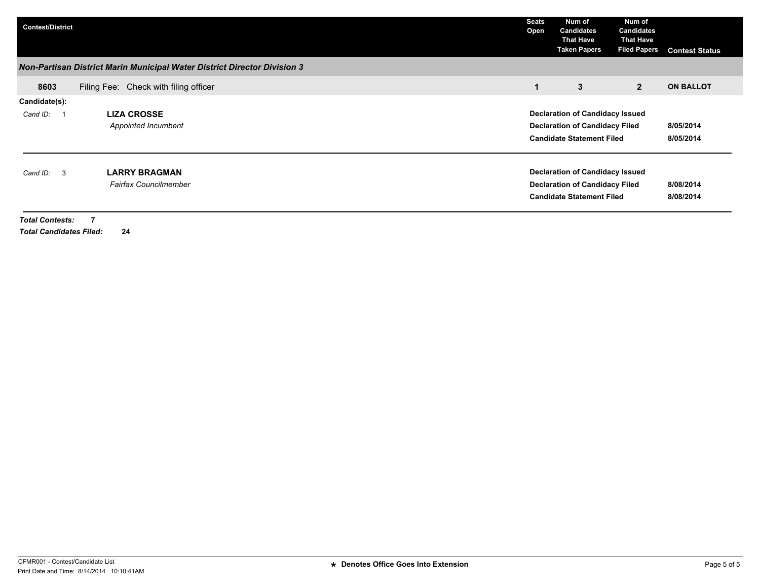| Contest/District | | Seats Open | Num of Candidates That Have Taken Papers | Num of Candidates That Have Filed Papers | Contest Status |
|---|---|---|---|---|---|
| ***Non-Partisan District Marin Municipal Water District Director Division 3*** | | | | | |
| **8603** | Filing Fee: Check with filing officer | **1** | **3** | **2** | **ON BALLOT** |

**Candidate(s):**

| Cand ID | Candidate | Status | Date |
|---|---|---|---|
| 1 | **LIZA CROSSE**<br>*Appointed Incumbent* | **Declaration of Candidacy Issued** | |
| | | **Declaration of Candidacy Filed** | **8/05/2014** |
| | | **Candidate Statement Filed** | **8/05/2014** |
| 3 | **LARRY BRAGMAN**<br>*Fairfax Councilmember* | **Declaration of Candidacy Issued** | |
| | | **Declaration of Candidacy Filed** | **8/08/2014** |
| | | **Candidate Statement Filed** | **8/08/2014** |

***Total Contests:*** **7**

***Total Candidates Filed:*** **24**

CFMR001 - Contest/Candidate List
Print Date and Time: 8/14/2014 10:10:41AM

**\* Denotes Office Goes Into Extension**